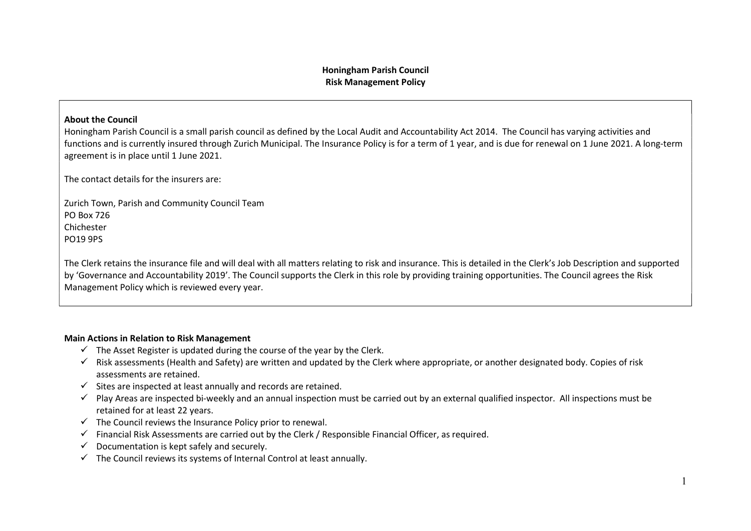**Honingham Parish Council**
**Risk Management Policy**

**About the Council**

Honingham Parish Council is a small parish council as defined by the Local Audit and Accountability Act 2014. The Council has varying activities and functions and is currently insured through Zurich Municipal. The Insurance Policy is for a term of 1 year, and is due for renewal on 1 June 2021. A long-term agreement is in place until 1 June 2021.

The contact details for the insurers are:

Zurich Town, Parish and Community Council Team
PO Box 726
Chichester
PO19 9PS

The Clerk retains the insurance file and will deal with all matters relating to risk and insurance. This is detailed in the Clerk's Job Description and supported by 'Governance and Accountability 2019'. The Council supports the Clerk in this role by providing training opportunities. The Council agrees the Risk Management Policy which is reviewed every year.

**Main Actions in Relation to Risk Management**

- ✓ The Asset Register is updated during the course of the year by the Clerk.
- ✓ Risk assessments (Health and Safety) are written and updated by the Clerk where appropriate, or another designated body. Copies of risk assessments are retained.
- ✓ Sites are inspected at least annually and records are retained.
- ✓ Play Areas are inspected bi-weekly and an annual inspection must be carried out by an external qualified inspector. All inspections must be retained for at least 22 years.
- ✓ The Council reviews the Insurance Policy prior to renewal.
- ✓ Financial Risk Assessments are carried out by the Clerk / Responsible Financial Officer, as required.
- ✓ Documentation is kept safely and securely.
- ✓ The Council reviews its systems of Internal Control at least annually.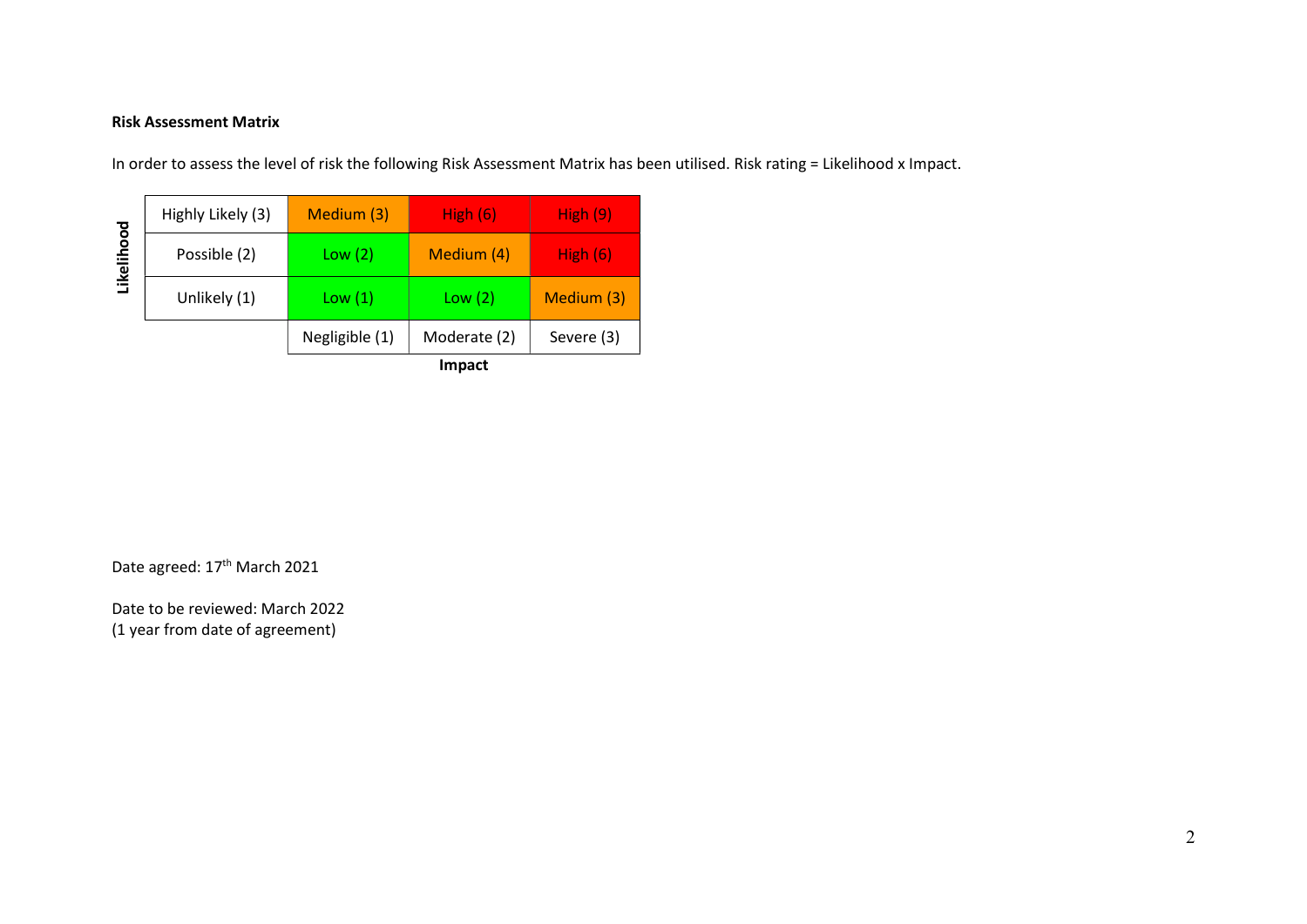**Risk Assessment Matrix**

In order to assess the level of risk the following Risk Assessment Matrix has been utilised. Risk rating = Likelihood x Impact.

| Likelihood | | | | |
|---|---|---|---|---|
| | Highly Likely (3) | Medium (3) | High (6) | High (9) |
| | Possible (2) | Low (2) | Medium (4) | High (6) |
| | Unlikely (1) | Low (1) | Low (2) | Medium (3) |
| | | Negligible (1) | Moderate (2) | Severe (3) |
| | | **Impact** | | |

Date agreed: 17th March 2021

Date to be reviewed: March 2022
(1 year from date of agreement)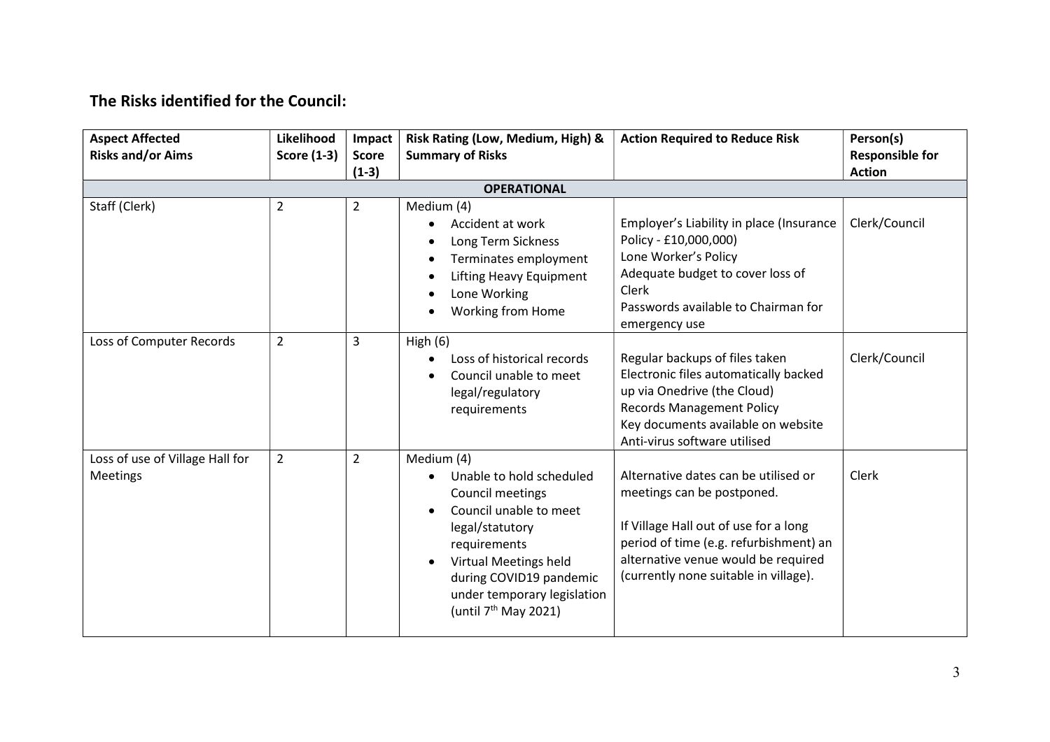## The Risks identified for the Council:

| Aspect Affected Risks and/or Aims | Likelihood Score (1-3) | Impact Score (1-3) | Risk Rating (Low, Medium, High) & Summary of Risks | Action Required to Reduce Risk | Person(s) Responsible for Action |
|---|---|---|---|---|---|
| **OPERATIONAL** | | | | | |
| Staff (Clerk) | 2 | 2 | Medium (4)<br>• Accident at work<br>• Long Term Sickness<br>• Terminates employment<br>• Lifting Heavy Equipment<br>• Lone Working<br>• Working from Home | Employer's Liability in place (Insurance Policy - £10,000,000)<br>Lone Worker's Policy<br>Adequate budget to cover loss of Clerk<br>Passwords available to Chairman for emergency use | Clerk/Council |
| Loss of Computer Records | 2 | 3 | High (6)<br>• Loss of historical records<br>• Council unable to meet legal/regulatory requirements | Regular backups of files taken<br>Electronic files automatically backed up via Onedrive (the Cloud)<br>Records Management Policy<br>Key documents available on website<br>Anti-virus software utilised | Clerk/Council |
| Loss of use of Village Hall for Meetings | 2 | 2 | Medium (4)<br>• Unable to hold scheduled Council meetings<br>• Council unable to meet legal/statutory requirements<br>• Virtual Meetings held during COVID19 pandemic under temporary legislation (until 7th May 2021) | Alternative dates can be utilised or meetings can be postponed.<br><br>If Village Hall out of use for a long period of time (e.g. refurbishment) an alternative venue would be required (currently none suitable in village). | Clerk |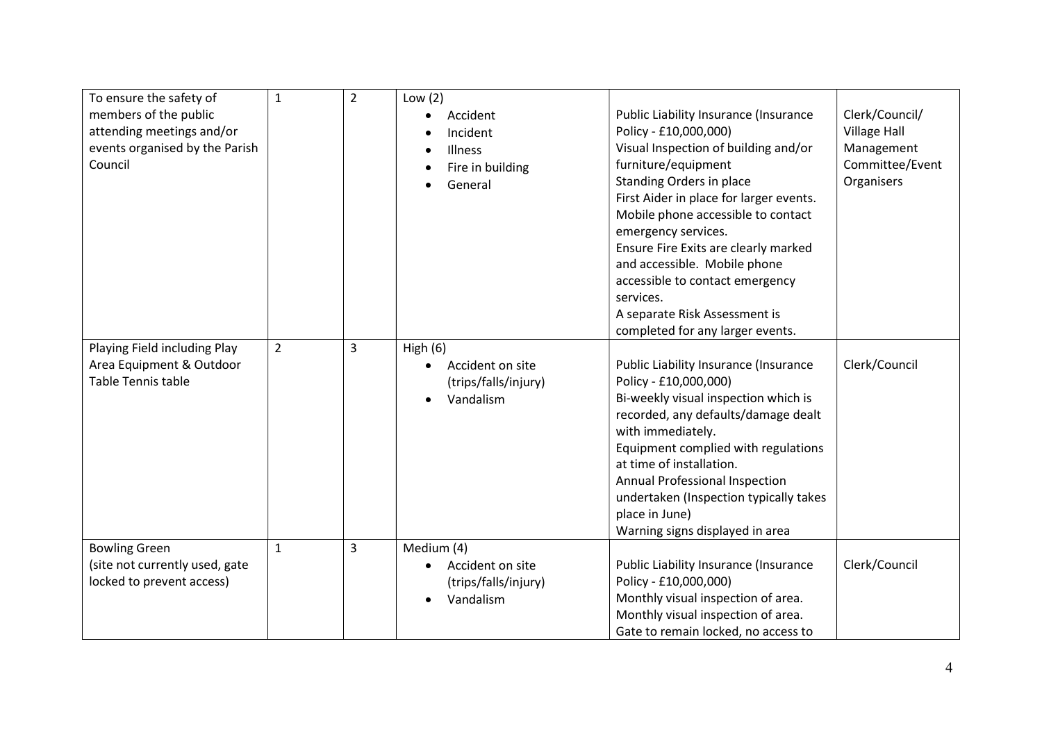| | | | | | |
|---|---|---|---|---|---|
| To ensure the safety of members of the public attending meetings and/or events organised by the Parish Council | 1 | 2 | Low (2)<br>• Accident<br>• Incident<br>• Illness<br>• Fire in building<br>• General | Public Liability Insurance (Insurance Policy - £10,000,000)<br>Visual Inspection of building and/or furniture/equipment<br>Standing Orders in place<br>First Aider in place for larger events.<br>Mobile phone accessible to contact emergency services.<br>Ensure Fire Exits are clearly marked and accessible. Mobile phone accessible to contact emergency services.<br>A separate Risk Assessment is completed for any larger events. | Clerk/Council/ Village Hall Management Committee/Event Organisers |
| Playing Field including Play Area Equipment & Outdoor Table Tennis table | 2 | 3 | High (6)<br>• Accident on site (trips/falls/injury)<br>• Vandalism | Public Liability Insurance (Insurance Policy - £10,000,000)<br>Bi-weekly visual inspection which is recorded, any defaults/damage dealt with immediately.<br>Equipment complied with regulations at time of installation.<br>Annual Professional Inspection undertaken (Inspection typically takes place in June)<br>Warning signs displayed in area | Clerk/Council |
| Bowling Green (site not currently used, gate locked to prevent access) | 1 | 3 | Medium (4)<br>• Accident on site (trips/falls/injury)<br>• Vandalism | Public Liability Insurance (Insurance Policy - £10,000,000)<br>Monthly visual inspection of area.<br>Monthly visual inspection of area.<br>Gate to remain locked, no access to | Clerk/Council |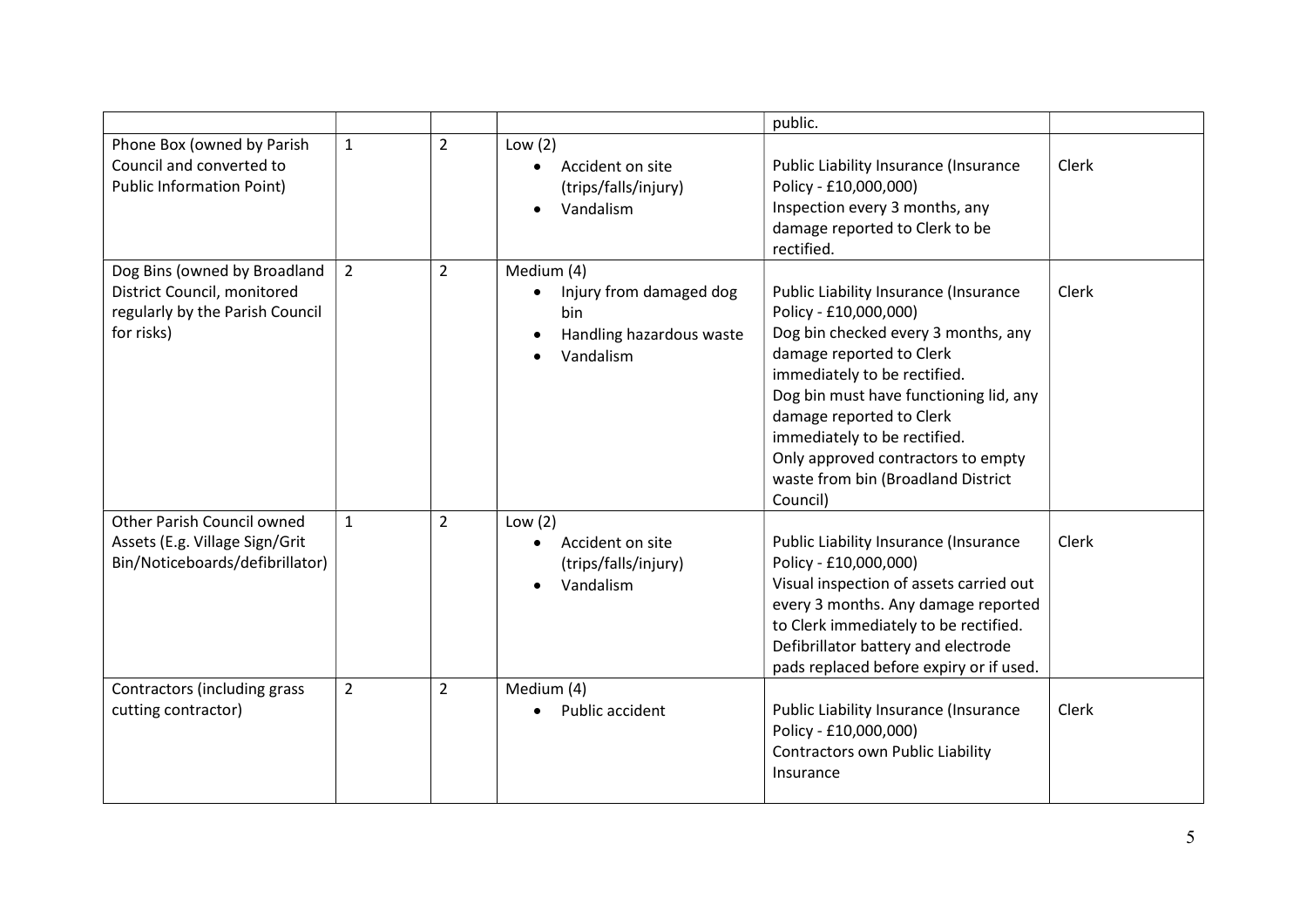| | | | | | |
|---|---|---|---|---|---|
| | | | | public. | |
| Phone Box (owned by Parish Council and converted to Public Information Point) | 1 | 2 | Low (2)<br>• Accident on site (trips/falls/injury)<br>• Vandalism | Public Liability Insurance (Insurance Policy - £10,000,000)<br>Inspection every 3 months, any damage reported to Clerk to be rectified. | Clerk |
| Dog Bins (owned by Broadland District Council, monitored regularly by the Parish Council for risks) | 2 | 2 | Medium (4)<br>• Injury from damaged dog bin<br>• Handling hazardous waste<br>• Vandalism | Public Liability Insurance (Insurance Policy - £10,000,000)<br>Dog bin checked every 3 months, any damage reported to Clerk immediately to be rectified.<br>Dog bin must have functioning lid, any damage reported to Clerk immediately to be rectified.<br>Only approved contractors to empty waste from bin (Broadland District Council) | Clerk |
| Other Parish Council owned Assets (E.g. Village Sign/Grit Bin/Noticeboards/defibrillator) | 1 | 2 | Low (2)<br>• Accident on site (trips/falls/injury)<br>• Vandalism | Public Liability Insurance (Insurance Policy - £10,000,000)<br>Visual inspection of assets carried out every 3 months. Any damage reported to Clerk immediately to be rectified.<br>Defibrillator battery and electrode pads replaced before expiry or if used. | Clerk |
| Contractors (including grass cutting contractor) | 2 | 2 | Medium (4)<br>• Public accident | Public Liability Insurance (Insurance Policy - £10,000,000)<br>Contractors own Public Liability Insurance | Clerk |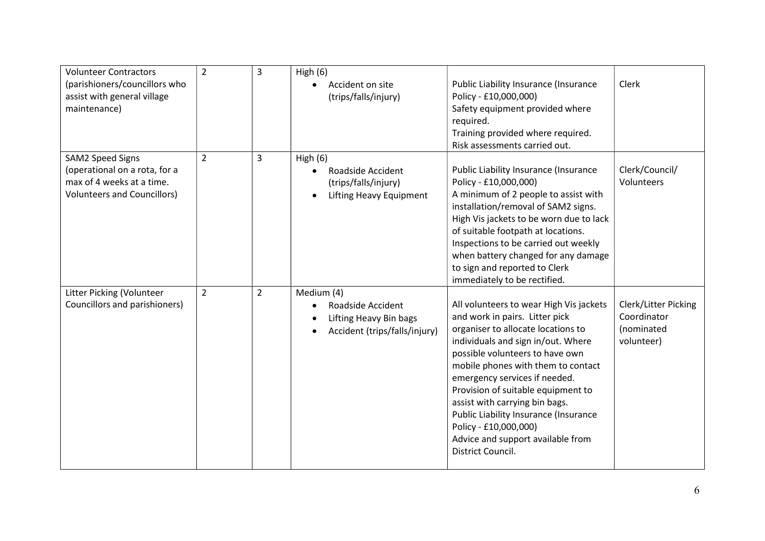| | | | | | |
|---|---|---|---|---|---|
| Volunteer Contractors (parishioners/councillors who assist with general village maintenance) | 2 | 3 | High (6)<br>• Accident on site (trips/falls/injury) | Public Liability Insurance (Insurance Policy - £10,000,000)<br>Safety equipment provided where required.<br>Training provided where required.<br>Risk assessments carried out. | Clerk |
| SAM2 Speed Signs (operational on a rota, for a max of 4 weeks at a time. Volunteers and Councillors) | 2 | 3 | High (6)<br>• Roadside Accident (trips/falls/injury)<br>• Lifting Heavy Equipment | Public Liability Insurance (Insurance Policy - £10,000,000)<br>A minimum of 2 people to assist with installation/removal of SAM2 signs.<br>High Vis jackets to be worn due to lack of suitable footpath at locations.<br>Inspections to be carried out weekly when battery changed for any damage to sign and reported to Clerk immediately to be rectified. | Clerk/Council/ Volunteers |
| Litter Picking (Volunteer Councillors and parishioners) | 2 | 2 | Medium (4)<br>• Roadside Accident<br>• Lifting Heavy Bin bags<br>• Accident (trips/falls/injury) | All volunteers to wear High Vis jackets and work in pairs. Litter pick organiser to allocate locations to individuals and sign in/out. Where possible volunteers to have own mobile phones with them to contact emergency services if needed.<br>Provision of suitable equipment to assist with carrying bin bags.<br>Public Liability Insurance (Insurance Policy - £10,000,000)<br>Advice and support available from District Council. | Clerk/Litter Picking Coordinator (nominated volunteer) |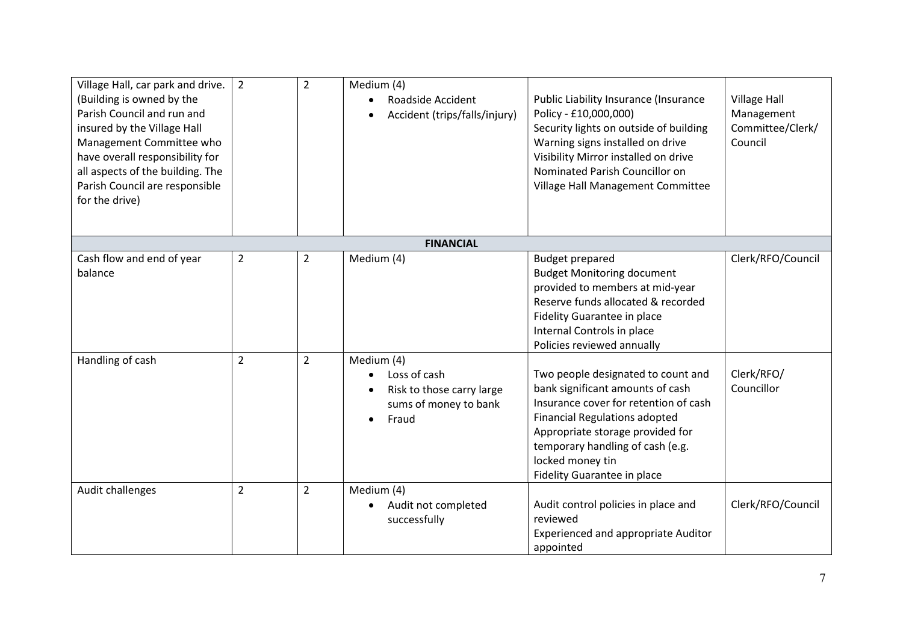| | | | | | |
|---|---|---|---|---|---|
| Village Hall, car park and drive. (Building is owned by the Parish Council and run and insured by the Village Hall Management Committee who have overall responsibility for all aspects of the building. The Parish Council are responsible for the drive) | 2 | 2 | Medium (4)<br>• Roadside Accident<br>• Accident (trips/falls/injury) | Public Liability Insurance (Insurance Policy - £10,000,000)<br>Security lights on outside of building<br>Warning signs installed on drive<br>Visibility Mirror installed on drive<br>Nominated Parish Councillor on Village Hall Management Committee | Village Hall Management Committee/Clerk/ Council |
| | | | **FINANCIAL** | | |
| Cash flow and end of year balance | 2 | 2 | Medium (4) | Budget prepared<br>Budget Monitoring document provided to members at mid-year<br>Reserve funds allocated & recorded<br>Fidelity Guarantee in place<br>Internal Controls in place<br>Policies reviewed annually | Clerk/RFO/Council |
| Handling of cash | 2 | 2 | Medium (4)<br>• Loss of cash<br>• Risk to those carry large sums of money to bank<br>• Fraud | Two people designated to count and bank significant amounts of cash<br>Insurance cover for retention of cash<br>Financial Regulations adopted<br>Appropriate storage provided for temporary handling of cash (e.g. locked money tin<br>Fidelity Guarantee in place | Clerk/RFO/ Councillor |
| Audit challenges | 2 | 2 | Medium (4)<br>• Audit not completed successfully | Audit control policies in place and reviewed<br>Experienced and appropriate Auditor appointed | Clerk/RFO/Council |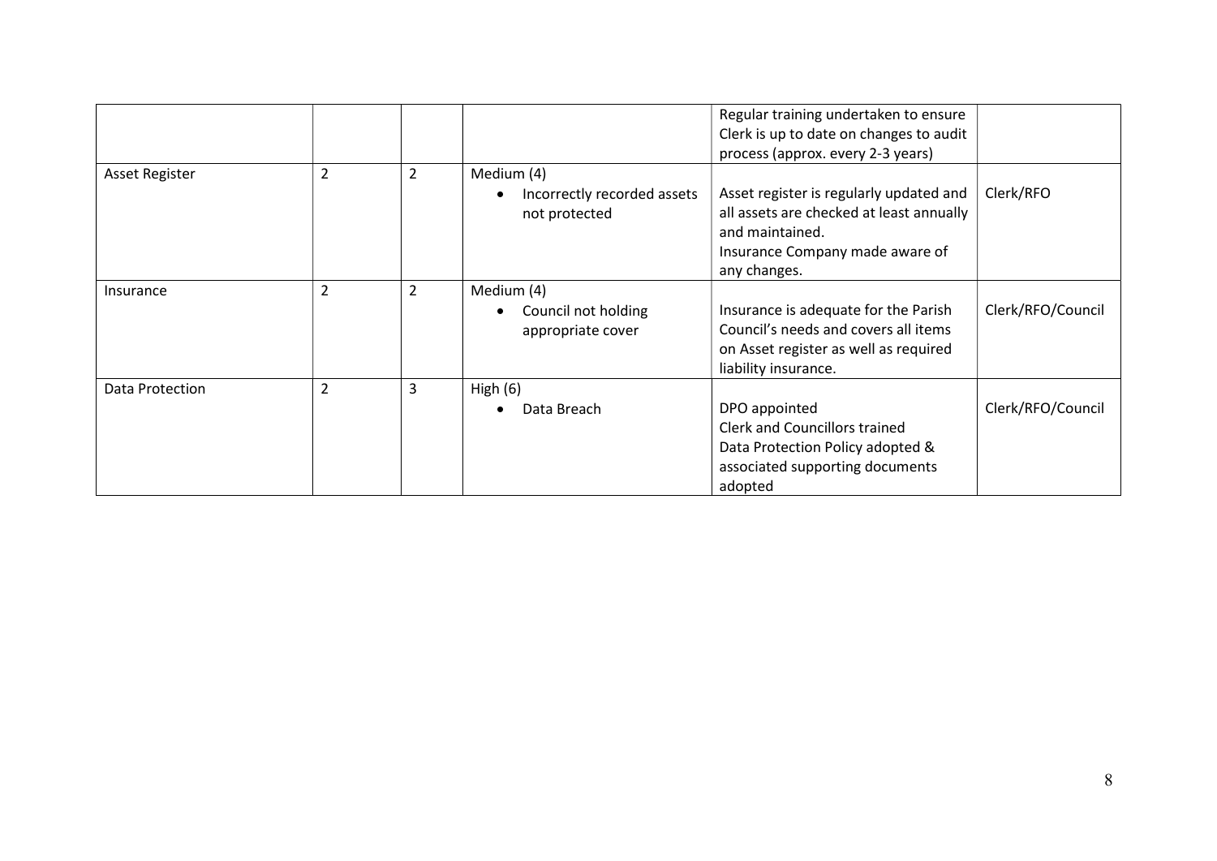| | | | | | |
|---|---|---|---|---|---|
| | | | | Regular training undertaken to ensure Clerk is up to date on changes to audit process (approx. every 2-3 years) | |
| Asset Register | 2 | 2 | Medium (4)<br>• Incorrectly recorded assets not protected | Asset register is regularly updated and all assets are checked at least annually and maintained.<br>Insurance Company made aware of any changes. | Clerk/RFO |
| Insurance | 2 | 2 | Medium (4)<br>• Council not holding appropriate cover | Insurance is adequate for the Parish Council's needs and covers all items on Asset register as well as required liability insurance. | Clerk/RFO/Council |
| Data Protection | 2 | 3 | High (6)<br>• Data Breach | DPO appointed<br>Clerk and Councillors trained<br>Data Protection Policy adopted & associated supporting documents adopted | Clerk/RFO/Council |